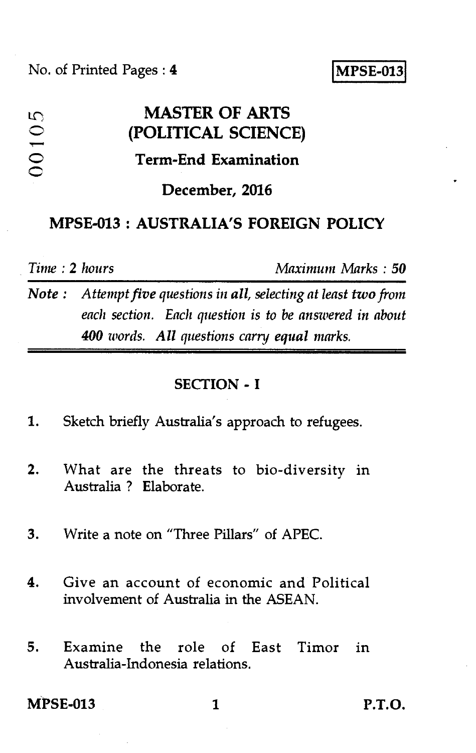No. of Printed Pages : 4

**MPSE-013**

00105

# MASTER OF ARTS (POLITICAL SCIENCE)

## Term-End Examination

## December, 2016

## MPSE-013 : AUSTRALIA'S FOREIGN POLICY

*Time : 2 hours* *Maximum Marks : 50*

**Note :** *Attempt five questions in all, selecting at least two from each section. Each question is to be answered in about 400 words. All questions carry equal marks.*

### SECTION - I

1. Sketch briefly Australia's approach to refugees.

2. What are the threats to bio-diversity in Australia ? Elaborate.

3. Write a note on "Three Pillars" of APEC.

4. Give an account of economic and Political involvement of Australia in the ASEAN.

5. Examine the role of East Timor in Australia-Indonesia relations.

P.T.O.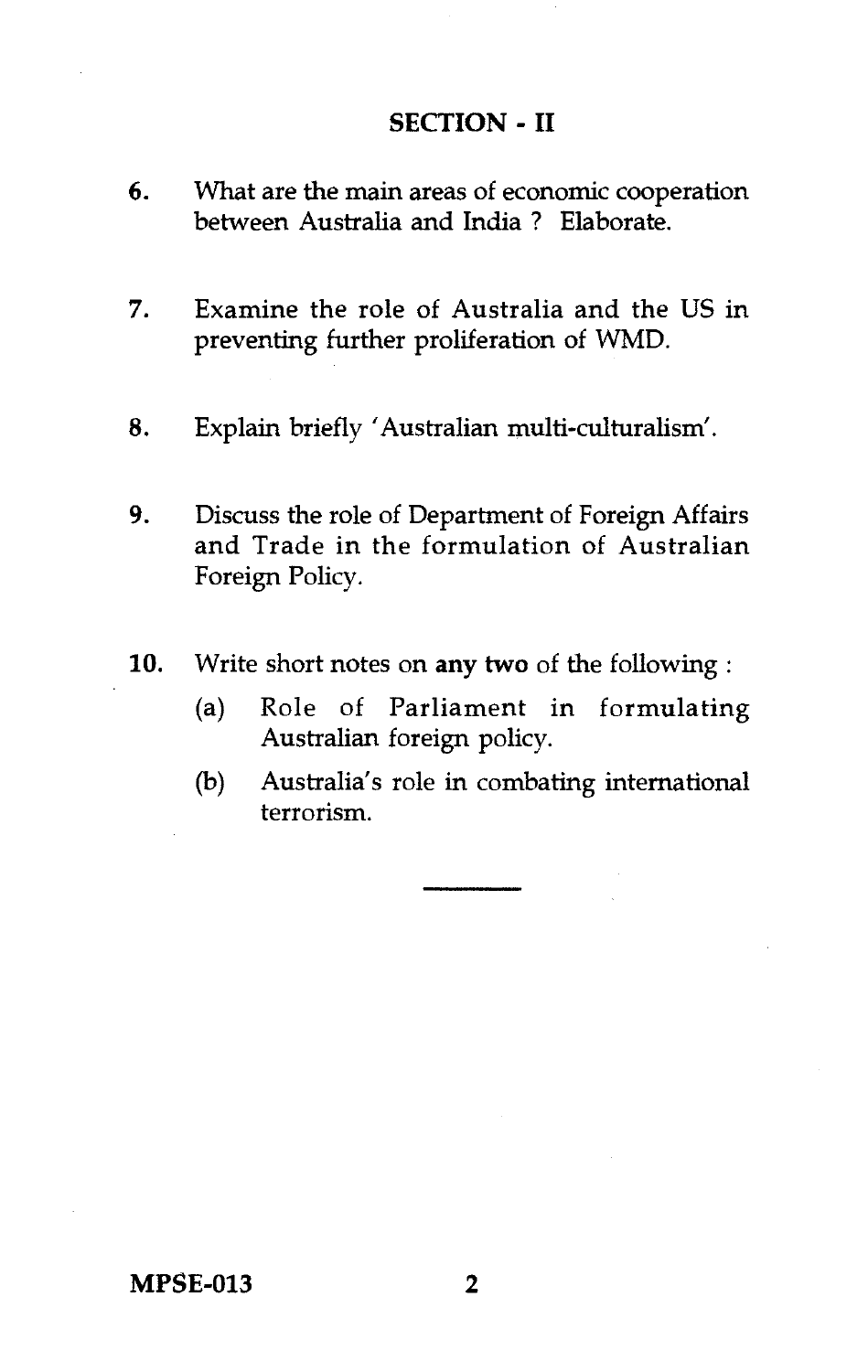## SECTION - II

6. What are the main areas of economic cooperation between Australia and India ? Elaborate.

7. Examine the role of Australia and the US in preventing further proliferation of WMD.

8. Explain briefly 'Australian multi-culturalism'.

9. Discuss the role of Department of Foreign Affairs and Trade in the formulation of Australian Foreign Policy.

10. Write short notes on **any two** of the following :

    (a) Role of Parliament in formulating Australian foreign policy.

    (b) Australia's role in combating international terrorism.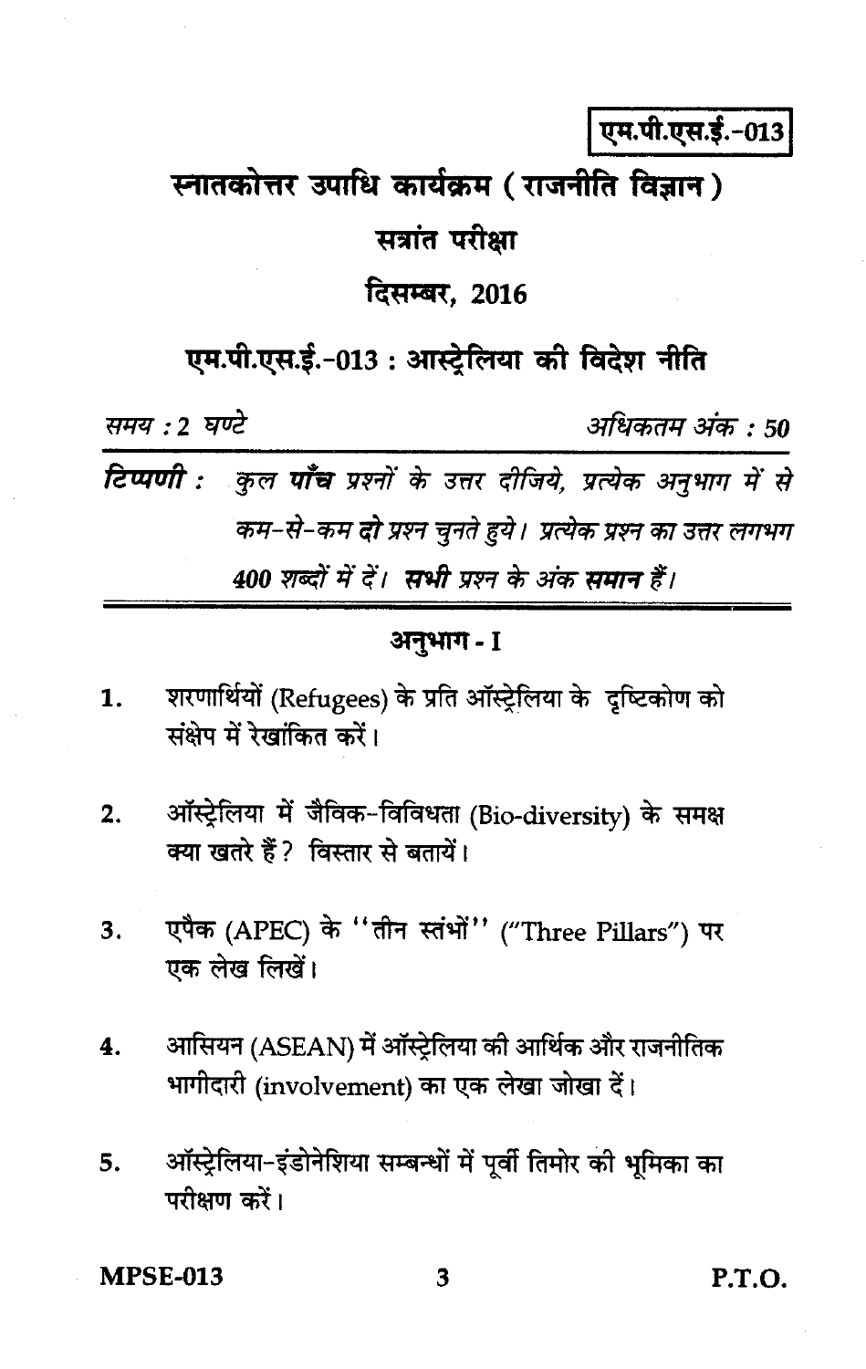**एम.पी.एस.ई.-013**

# स्नातकोत्तर उपाधि कार्यक्रम ( राजनीति विज्ञान )

## सत्रांत परीक्षा

## दिसम्बर, 2016

## एम.पी.एस.ई.-013 : आस्ट्रेलिया की विदेश नीति

*समय : 2 घण्टे* *अधिकतम अंक : 50*

***टिप्पणी :*** *कुल **पाँच** प्रश्नों के उत्तर दीजिये, प्रत्येक अनुभाग में से कम-से-कम **दो** प्रश्न चुनते हुये। प्रत्येक प्रश्न का उत्तर लगभग 400 शब्दों में दें। **सभी** प्रश्न के अंक **समान** हैं।*

### अनुभाग - I

1. शरणार्थियों (Refugees) के प्रति ऑस्ट्रेलिया के दृष्टिकोण को संक्षेप में रेखांकित करें।

2. ऑस्ट्रेलिया में जैविक-विविधता (Bio-diversity) के समक्ष क्या खतरे हैं? विस्तार से बतायें।

3. एपैक (APEC) के "तीन स्तंभों" ("Three Pillars") पर एक लेख लिखें।

4. आसियन (ASEAN) में ऑस्ट्रेलिया की आर्थिक और राजनीतिक भागीदारी (involvement) का एक लेखा जोखा दें।

5. ऑस्ट्रेलिया-इंडोनेशिया सम्बन्धों में पूर्वी तिमोर की भूमिका का परीक्षण करें।

P.T.O.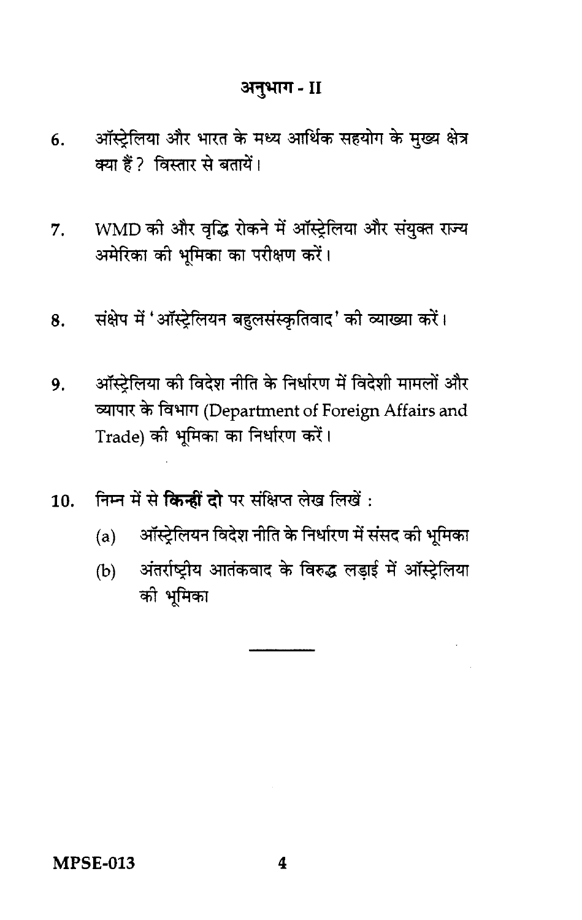## अनुभाग - II

6. ऑस्ट्रेलिया और भारत के मध्य आर्थिक सहयोग के मुख्य क्षेत्र क्या हैं? विस्तार से बतायें।

7. WMD की और वृद्धि रोकने में ऑस्ट्रेलिया और संयुक्त राज्य अमेरिका की भूमिका का परीक्षण करें।

8. संक्षेप में 'ऑस्ट्रेलियन बहुलसंस्कृतिवाद' की व्याख्या करें।

9. ऑस्ट्रेलिया की विदेश नीति के निर्धारण में विदेशी मामलों और व्यापार के विभाग (Department of Foreign Affairs and Trade) की भूमिका का निर्धारण करें।

10. निम्न में से **किन्हीं दो** पर संक्षिप्त लेख लिखें :

    (a) ऑस्ट्रेलियन विदेश नीति के निर्धारण में संसद की भूमिका

    (b) अंतर्राष्ट्रीय आतंकवाद के विरुद्ध लड़ाई में ऑस्ट्रेलिया की भूमिका

---